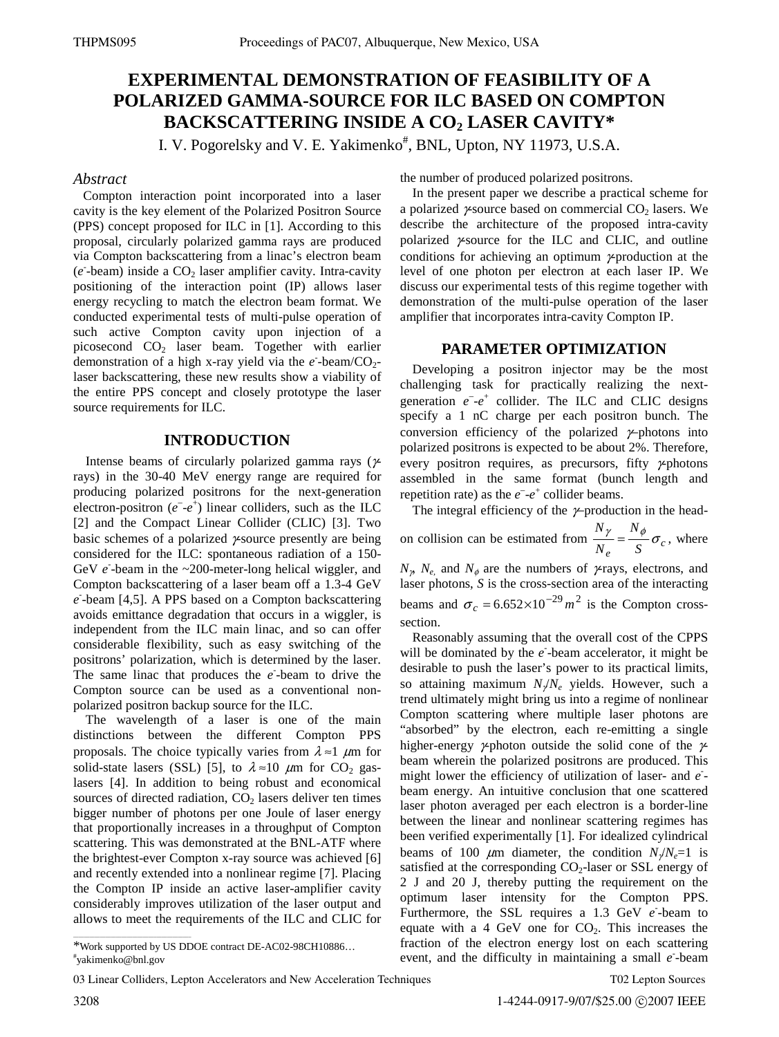# EXPERIMENTAL DEMONSTRATION OF FEASIBILITY OF A POLARIZED GAMMA-SOURCE FOR ILC BASED ON COMPTON BACKSCATTERING INSIDE A $CO_2$ LASER CAVITY*

I. V. Pogorelsky and V. E. Yakimenko#, BNL, Upton, NY 11973, U.S.A.

## *Abstract*

Compton interaction point incorporated into a laser cavity is the key element of the Polarized Positron Source (PPS) concept proposed for ILC in [1]. According to this proposal, circularly polarized gamma rays are produced via Compton backscattering from a linac's electron beam ($e^-$-beam) inside a $CO_2$ laser amplifier cavity. Intra-cavity positioning of the interaction point (IP) allows laser energy recycling to match the electron beam format. We conducted experimental tests of multi-pulse operation of such active Compton cavity upon injection of a picosecond $CO_2$ laser beam. Together with earlier demonstration of a high x-ray yield via the $e^-$-beam/$CO_2$-laser backscattering, these new results show a viability of the entire PPS concept and closely prototype the laser source requirements for ILC.

## INTRODUCTION

Intense beams of circularly polarized gamma rays ($\gamma$-rays) in the 30-40 MeV energy range are required for producing polarized positrons for the next-generation electron-positron ($e^-$-$e^+$) linear colliders, such as the ILC [2] and the Compact Linear Collider (CLIC) [3]. Two basic schemes of a polarized $\gamma$-source presently are being considered for the ILC: spontaneous radiation of a 150-GeV $e^-$-beam in the ~200-meter-long helical wiggler, and Compton backscattering of a laser beam off a 1.3-4 GeV $e^-$-beam [4,5]. A PPS based on a Compton backscattering avoids emittance degradation that occurs in a wiggler, is independent from the ILC main linac, and so can offer considerable flexibility, such as easy switching of the positrons' polarization, which is determined by the laser. The same linac that produces the $e^-$-beam to drive the Compton source can be used as a conventional non-polarized positron backup source for the ILC.

The wavelength of a laser is one of the main distinctions between the different Compton PPS proposals. The choice typically varies from $\lambda \approx 1$ $\mu$m for solid-state lasers (SSL) [5], to $\lambda \approx 10$ $\mu$m for $CO_2$ gas-lasers [4]. In addition to being robust and economical sources of directed radiation, $CO_2$ lasers deliver ten times bigger number of photons per one Joule of laser energy that proportionally increases in a throughput of Compton scattering. This was demonstrated at the BNL-ATF where the brightest-ever Compton x-ray source was achieved [6] and recently extended into a nonlinear regime [7]. Placing the Compton IP inside an active laser-amplifier cavity considerably improves utilization of the laser output and allows to meet the requirements of the ILC and CLIC for the number of produced polarized positrons.

In the present paper we describe a practical scheme for a polarized $\gamma$-source based on commercial $CO_2$ lasers. We describe the architecture of the proposed intra-cavity polarized $\gamma$-source for the ILC and CLIC, and outline conditions for achieving an optimum $\gamma$-production at the level of one photon per electron at each laser IP. We discuss our experimental tests of this regime together with demonstration of the multi-pulse operation of the laser amplifier that incorporates intra-cavity Compton IP.

## PARAMETER OPTIMIZATION

Developing a positron injector may be the most challenging task for practically realizing the next-generation $e^-$-$e^+$ collider. The ILC and CLIC designs specify a 1 nC charge per each positron bunch. The conversion efficiency of the polarized $\gamma$–photons into polarized positrons is expected to be about 2%. Therefore, every positron requires, as precursors, fifty $\gamma$-photons assembled in the same format (bunch length and repetition rate) as the $e^-$-$e^+$ collider beams.

The integral efficiency of the $\gamma$–production in the head-on collision can be estimated from $\frac{N_\gamma}{N_e} = \frac{N_\phi}{S}\sigma_c$, where $N_\gamma$, $N_e$ and $N_\phi$ are the numbers of $\gamma$-rays, electrons, and laser photons, $S$ is the cross-section area of the interacting beams and $\sigma_c = 6.652 \times 10^{-29}\, m^2$ is the Compton cross-section.

Reasonably assuming that the overall cost of the CPPS will be dominated by the $e^-$-beam accelerator, it might be desirable to push the laser's power to its practical limits, so attaining maximum $N_\gamma/N_e$ yields. However, such a trend ultimately might bring us into a regime of nonlinear Compton scattering where multiple laser photons are "absorbed" by the electron, each re-emitting a single higher-energy $\gamma$-photon outside the solid cone of the $\gamma$-beam wherein the polarized positrons are produced. This might lower the efficiency of utilization of laser- and $e^-$-beam energy. An intuitive conclusion that one scattered laser photon averaged per each electron is a border-line between the linear and nonlinear scattering regimes has been verified experimentally [1]. For idealized cylindrical beams of 100 $\mu$m diameter, the condition $N_\gamma/N_e$=1 is satisfied at the corresponding $CO_2$-laser or SSL energy of 2 J and 20 J, thereby putting the requirement on the optimum laser intensity for the Compton PPS. Furthermore, the SSL requires a 1.3 GeV $e^-$-beam to equate with a 4 GeV one for $CO_2$. This increases the fraction of the electron energy lost on each scattering event, and the difficulty in maintaining a small $e^-$-beam

*Work supported by US DDOE contract DE-AC02-98CH10886…
#yakimenko@bnl.gov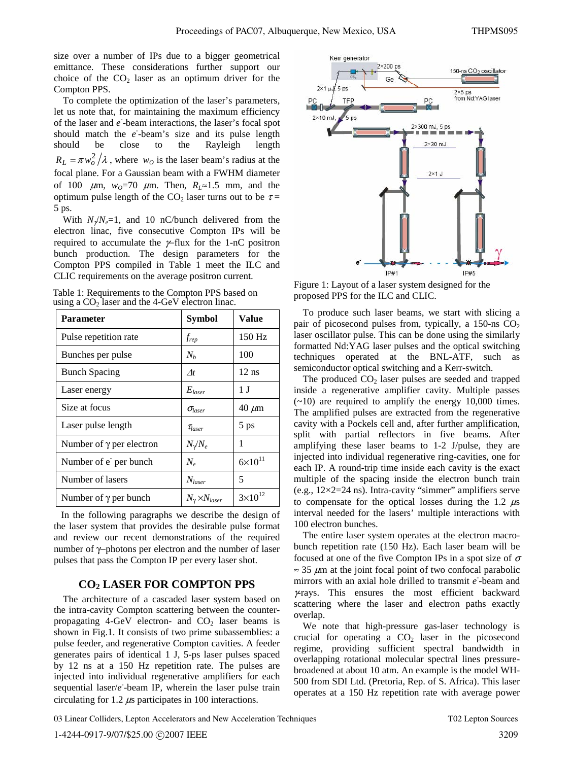size over a number of IPs due to a bigger geometrical emittance. These considerations further support our choice of the $CO_2$ laser as an optimum driver for the Compton PPS.

To complete the optimization of the laser's parameters, let us note that, for maintaining the maximum efficiency of the laser and $e^-$-beam interactions, the laser's focal spot should match the $e^-$-beam's size and its pulse length should be close to the Rayleigh length $R_L = \pi w_O^2 / \lambda$, where $w_O$ is the laser beam's radius at the focal plane. For a Gaussian beam with a FWHM diameter of 100 $\mu$m, $w_O$=70 $\mu$m. Then, $R_L \approx 1.5$ mm, and the optimum pulse length of the $CO_2$ laser turns out to be $\tau$ = 5 ps.

With $N_\gamma/N_e$=1, and 10 nC/bunch delivered from the electron linac, five consecutive Compton IPs will be required to accumulate the $\gamma$-flux for the 1-nC positron bunch production. The design parameters for the Compton PPS compiled in Table 1 meet the ILC and CLIC requirements on the average positron current.

Table 1: Requirements to the Compton PPS based on using a $CO_2$ laser and the 4-GeV electron linac.

| Parameter | Symbol | Value |
|---|---|---|
| Pulse repetition rate | $f_{rep}$ | 150 Hz |
| Bunches per pulse | $N_b$ | 100 |
| Bunch Spacing | $\Delta t$ | 12 ns |
| Laser energy | $E_{laser}$ | 1 J |
| Size at focus | $\sigma_{laser}$ | 40 $\mu$m |
| Laser pulse length | $\tau_{laser}$ | 5 ps |
| Number of γ per electron | $N_\gamma/N_e$ | 1 |
| Number of e⁻ per bunch | $N_e$ | $6\times10^{11}$ |
| Number of lasers | $N_{laser}$ | 5 |
| Number of γ per bunch | $N_\gamma \times N_{laser}$ | $3\times10^{12}$ |

In the following paragraphs we describe the design of the laser system that provides the desirable pulse format and review our recent demonstrations of the required number of γ–photons per electron and the number of laser pulses that pass the Compton IP per every laser shot.

## $CO_2$ LASER FOR COMPTON PPS

The architecture of a cascaded laser system based on the intra-cavity Compton scattering between the counter-propagating 4-GeV electron- and $CO_2$ laser beams is shown in Fig.1. It consists of two prime subassemblies: a pulse feeder, and regenerative Compton cavities. A feeder generates pairs of identical 1 J, 5-ps laser pulses spaced by 12 ns at a 150 Hz repetition rate. The pulses are injected into individual regenerative amplifiers for each sequential laser/$e^-$-beam IP, wherein the laser pulse train circulating for 1.2 $\mu$s participates in 100 interactions.

Figure 1: Layout of a laser system designed for the proposed PPS for the ILC and CLIC.

To produce such laser beams, we start with slicing a pair of picosecond pulses from, typically, a 150-ns $CO_2$ laser oscillator pulse. This can be done using the similarly formatted Nd:YAG laser pulses and the optical switching techniques operated at the BNL-ATF, such as semiconductor optical switching and a Kerr-switch.

The produced $CO_2$ laser pulses are seeded and trapped inside a regenerative amplifier cavity. Multiple passes (~10) are required to amplify the energy 10,000 times. The amplified pulses are extracted from the regenerative cavity with a Pockels cell and, after further amplification, split with partial reflectors in five beams. After amplifying these laser beams to 1-2 J/pulse, they are injected into individual regenerative ring-cavities, one for each IP. A round-trip time inside each cavity is the exact multiple of the spacing inside the electron bunch train (e.g., 12×2=24 ns). Intra-cavity "simmer" amplifiers serve to compensate for the optical losses during the 1.2 $\mu$s interval needed for the lasers' multiple interactions with 100 electron bunches.

The entire laser system operates at the electron macro-bunch repetition rate (150 Hz). Each laser beam will be focused at one of the five Compton IPs in a spot size of $\sigma \approx 35$ $\mu$m at the joint focal point of two confocal parabolic mirrors with an axial hole drilled to transmit $e^-$-beam and $\gamma$-rays. This ensures the most efficient backward scattering where the laser and electron paths exactly overlap.

We note that high-pressure gas-laser technology is crucial for operating a $CO_2$ laser in the picosecond regime, providing sufficient spectral bandwidth in overlapping rotational molecular spectral lines pressure-broadened at about 10 atm. An example is the model WH-500 from SDI Ltd. (Pretoria, Rep. of S. Africa). This laser operates at a 150 Hz repetition rate with average power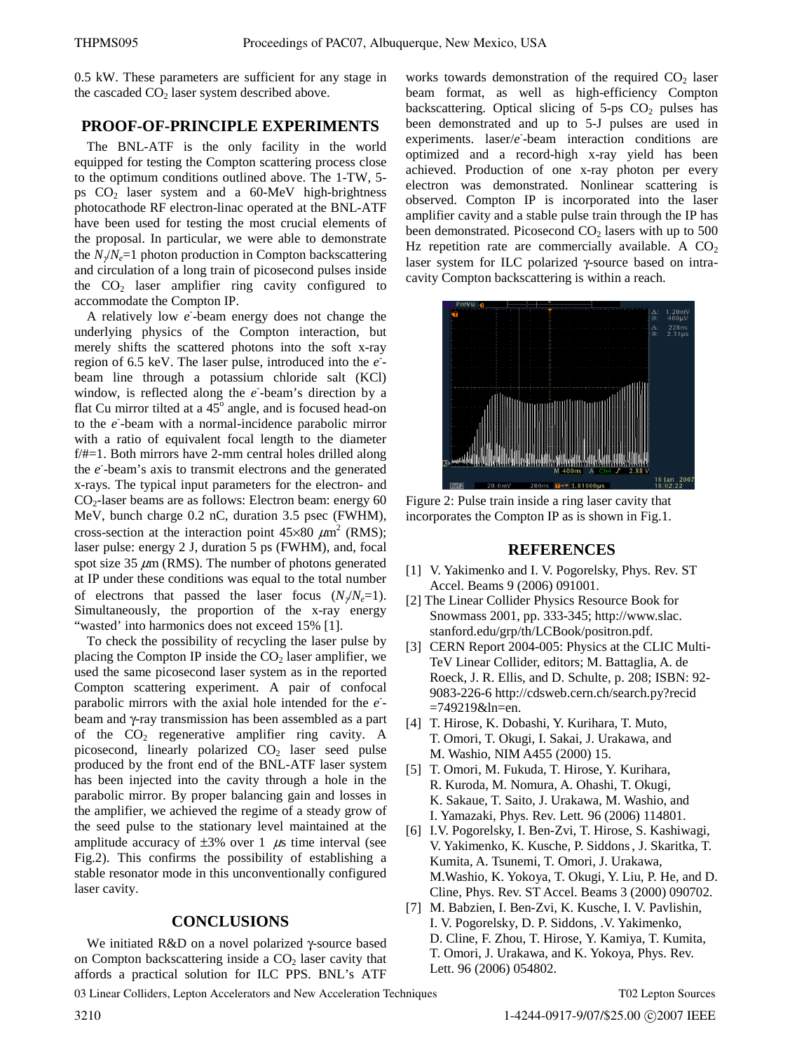0.5 kW. These parameters are sufficient for any stage in the cascaded $CO_2$ laser system described above.

## PROOF-OF-PRINCIPLE EXPERIMENTS

The BNL-ATF is the only facility in the world equipped for testing the Compton scattering process close to the optimum conditions outlined above. The 1-TW, 5-ps $CO_2$ laser system and a 60-MeV high-brightness photocathode RF electron-linac operated at the BNL-ATF have been used for testing the most crucial elements of the proposal. In particular, we were able to demonstrate the $N_\gamma/N_e$=1 photon production in Compton backscattering and circulation of a long train of picosecond pulses inside the $CO_2$ laser amplifier ring cavity configured to accommodate the Compton IP.

A relatively low $e^-$-beam energy does not change the underlying physics of the Compton interaction, but merely shifts the scattered photons into the soft x-ray region of 6.5 keV. The laser pulse, introduced into the $e^-$-beam line through a potassium chloride salt (KCl) window, is reflected along the $e^-$-beam's direction by a flat Cu mirror tilted at a 45° angle, and is focused head-on to the $e^-$-beam with a normal-incidence parabolic mirror with a ratio of equivalent focal length to the diameter f/#=1. Both mirrors have 2-mm central holes drilled along the $e^-$-beam's axis to transmit electrons and the generated x-rays. The typical input parameters for the electron- and $CO_2$-laser beams are as follows: Electron beam: energy 60 MeV, bunch charge 0.2 nC, duration 3.5 psec (FWHM), cross-section at the interaction point 45×80 $\mu$m$^2$ (RMS); laser pulse: energy 2 J, duration 5 ps (FWHM), and, focal spot size 35 $\mu$m (RMS). The number of photons generated at IP under these conditions was equal to the total number of electrons that passed the laser focus ($N_\gamma/N_e$=1). Simultaneously, the proportion of the x-ray energy "wasted' into harmonics does not exceed 15% [1].

To check the possibility of recycling the laser pulse by placing the Compton IP inside the $CO_2$ laser amplifier, we used the same picosecond laser system as in the reported Compton scattering experiment. A pair of confocal parabolic mirrors with the axial hole intended for the $e^-$-beam and γ-ray transmission has been assembled as a part of the $CO_2$ regenerative amplifier ring cavity. A picosecond, linearly polarized $CO_2$ laser seed pulse produced by the front end of the BNL-ATF laser system has been injected into the cavity through a hole in the parabolic mirror. By proper balancing gain and losses in the amplifier, we achieved the regime of a steady grow of the seed pulse to the stationary level maintained at the amplitude accuracy of ±3% over 1 $\mu$s time interval (see Fig.2). This confirms the possibility of establishing a stable resonator mode in this unconventionally configured laser cavity.

## CONCLUSIONS

We initiated R&D on a novel polarized γ-source based on Compton backscattering inside a $CO_2$ laser cavity that affords a practical solution for ILC PPS. BNL's ATF works towards demonstration of the required $CO_2$ laser beam format, as well as high-efficiency Compton backscattering. Optical slicing of 5-ps $CO_2$ pulses has been demonstrated and up to 5-J pulses are used in experiments. laser/$e^-$-beam interaction conditions are optimized and a record-high x-ray yield has been achieved. Production of one x-ray photon per every electron was demonstrated. Nonlinear scattering is observed. Compton IP is incorporated into the laser amplifier cavity and a stable pulse train through the IP has been demonstrated. Picosecond $CO_2$ lasers with up to 500 Hz repetition rate are commercially available. A $CO_2$ laser system for ILC polarized γ-source based on intra-cavity Compton backscattering is within a reach.

PreVu
Δ: 1.20mV
@: 400μV
Δ: 228ns
@: 2.31μs
M 400ns A Ch4 ƒ 2.88 V
Ref2 20.0mV 200ns 3.81600μs
16 Jan 2007
18:02:22

Figure 2: Pulse train inside a ring laser cavity that incorporates the Compton IP as is shown in Fig.1.

## REFERENCES

[1] V. Yakimenko and I. V. Pogorelsky, Phys. Rev. ST Accel. Beams 9 (2006) 091001.

[2] The Linear Collider Physics Resource Book for Snowmass 2001, pp. 333-345; http://www.slac.stanford.edu/grp/th/LCBook/positron.pdf.

[3] CERN Report 2004-005: Physics at the CLIC Multi-TeV Linear Collider, editors; M. Battaglia, A. de Roeck, J. R. Ellis, and D. Schulte, p. 208; ISBN: 92-9083-226-6 http://cdsweb.cern.ch/search.py?recid=749219&ln=en.

[4] T. Hirose, K. Dobashi, Y. Kurihara, T. Muto, T. Omori, T. Okugi, I. Sakai, J. Urakawa, and M. Washio, NIM A455 (2000) 15.

[5] T. Omori, M. Fukuda, T. Hirose, Y. Kurihara, R. Kuroda, M. Nomura, A. Ohashi, T. Okugi, K. Sakaue, T. Saito, J. Urakawa, M. Washio, and I. Yamazaki, Phys. Rev. Lett. 96 (2006) 114801.

[6] I.V. Pogorelsky, I. Ben-Zvi, T. Hirose, S. Kashiwagi, V. Yakimenko, K. Kusche, P. Siddons, J. Skaritka, T. Kumita, A. Tsunemi, T. Omori, J. Urakawa, M.Washio, K. Yokoya, T. Okugi, Y. Liu, P. He, and D. Cline, Phys. Rev. ST Accel. Beams 3 (2000) 090702.

[7] M. Babzien, I. Ben-Zvi, K. Kusche, I. V. Pavlishin, I. V. Pogorelsky, D. P. Siddons, .V. Yakimenko, D. Cline, F. Zhou, T. Hirose, Y. Kamiya, T. Kumita, T. Omori, J. Urakawa, and K. Yokoya, Phys. Rev. Lett. 96 (2006) 054802.